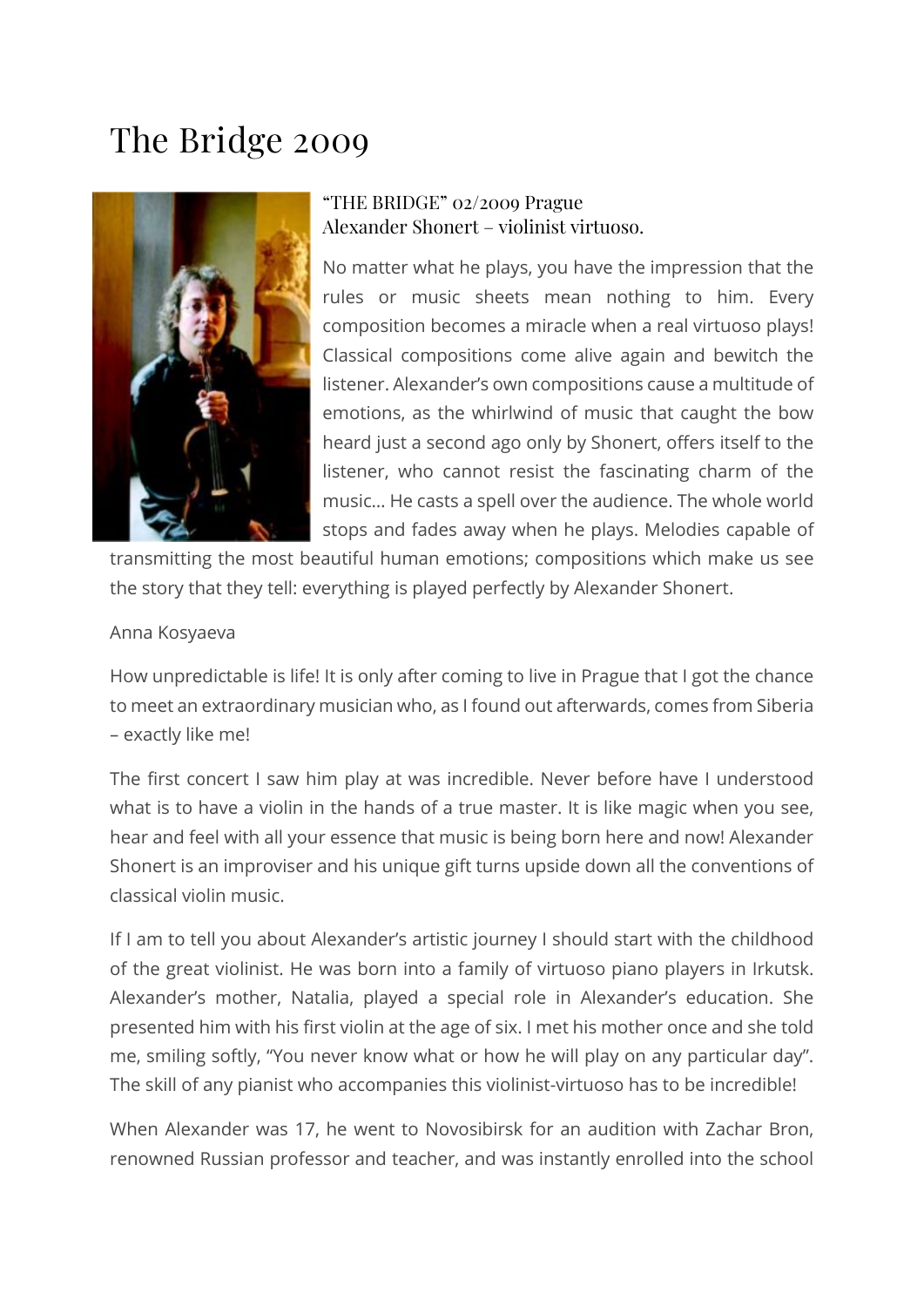# The Bridge 2009

"THE BRIDGE" 02/2009 Prague
Alexander Shonert – violinist virtuoso.

No matter what he plays, you have the impression that the rules or music sheets mean nothing to him. Every composition becomes a miracle when a real virtuoso plays! Classical compositions come alive again and bewitch the listener. Alexander's own compositions cause a multitude of emotions, as the whirlwind of music that caught the bow heard just a second ago only by Shonert, offers itself to the listener, who cannot resist the fascinating charm of the music… He casts a spell over the audience. The whole world stops and fades away when he plays. Melodies capable of transmitting the most beautiful human emotions; compositions which make us see the story that they tell: everything is played perfectly by Alexander Shonert.

Anna Kosyaeva

How unpredictable is life! It is only after coming to live in Prague that I got the chance to meet an extraordinary musician who, as I found out afterwards, comes from Siberia – exactly like me!

The first concert I saw him play at was incredible. Never before have I understood what is to have a violin in the hands of a true master. It is like magic when you see, hear and feel with all your essence that music is being born here and now! Alexander Shonert is an improviser and his unique gift turns upside down all the conventions of classical violin music.

If I am to tell you about Alexander's artistic journey I should start with the childhood of the great violinist. He was born into a family of virtuoso piano players in Irkutsk. Alexander's mother, Natalia, played a special role in Alexander's education. She presented him with his first violin at the age of six. I met his mother once and she told me, smiling softly, "You never know what or how he will play on any particular day". The skill of any pianist who accompanies this violinist-virtuoso has to be incredible!

When Alexander was 17, he went to Novosibirsk for an audition with Zachar Bron, renowned Russian professor and teacher, and was instantly enrolled into the school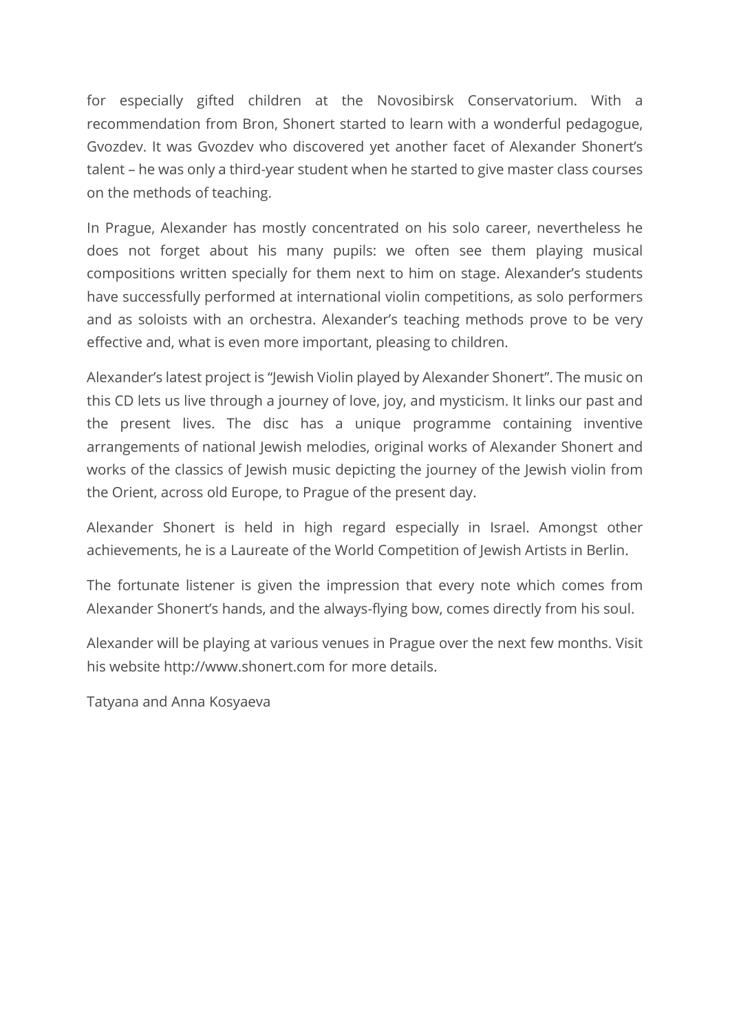for especially gifted children at the Novosibirsk Conservatorium. With a recommendation from Bron, Shonert started to learn with a wonderful pedagogue, Gvozdev. It was Gvozdev who discovered yet another facet of Alexander Shonert's talent – he was only a third-year student when he started to give master class courses on the methods of teaching.

In Prague, Alexander has mostly concentrated on his solo career, nevertheless he does not forget about his many pupils: we often see them playing musical compositions written specially for them next to him on stage. Alexander's students have successfully performed at international violin competitions, as solo performers and as soloists with an orchestra. Alexander's teaching methods prove to be very effective and, what is even more important, pleasing to children.

Alexander's latest project is "Jewish Violin played by Alexander Shonert". The music on this CD lets us live through a journey of love, joy, and mysticism. It links our past and the present lives. The disc has a unique programme containing inventive arrangements of national Jewish melodies, original works of Alexander Shonert and works of the classics of Jewish music depicting the journey of the Jewish violin from the Orient, across old Europe, to Prague of the present day.

Alexander Shonert is held in high regard especially in Israel. Amongst other achievements, he is a Laureate of the World Competition of Jewish Artists in Berlin.

The fortunate listener is given the impression that every note which comes from Alexander Shonert's hands, and the always-flying bow, comes directly from his soul.

Alexander will be playing at various venues in Prague over the next few months. Visit his website http://www.shonert.com for more details.

Tatyana and Anna Kosyaeva